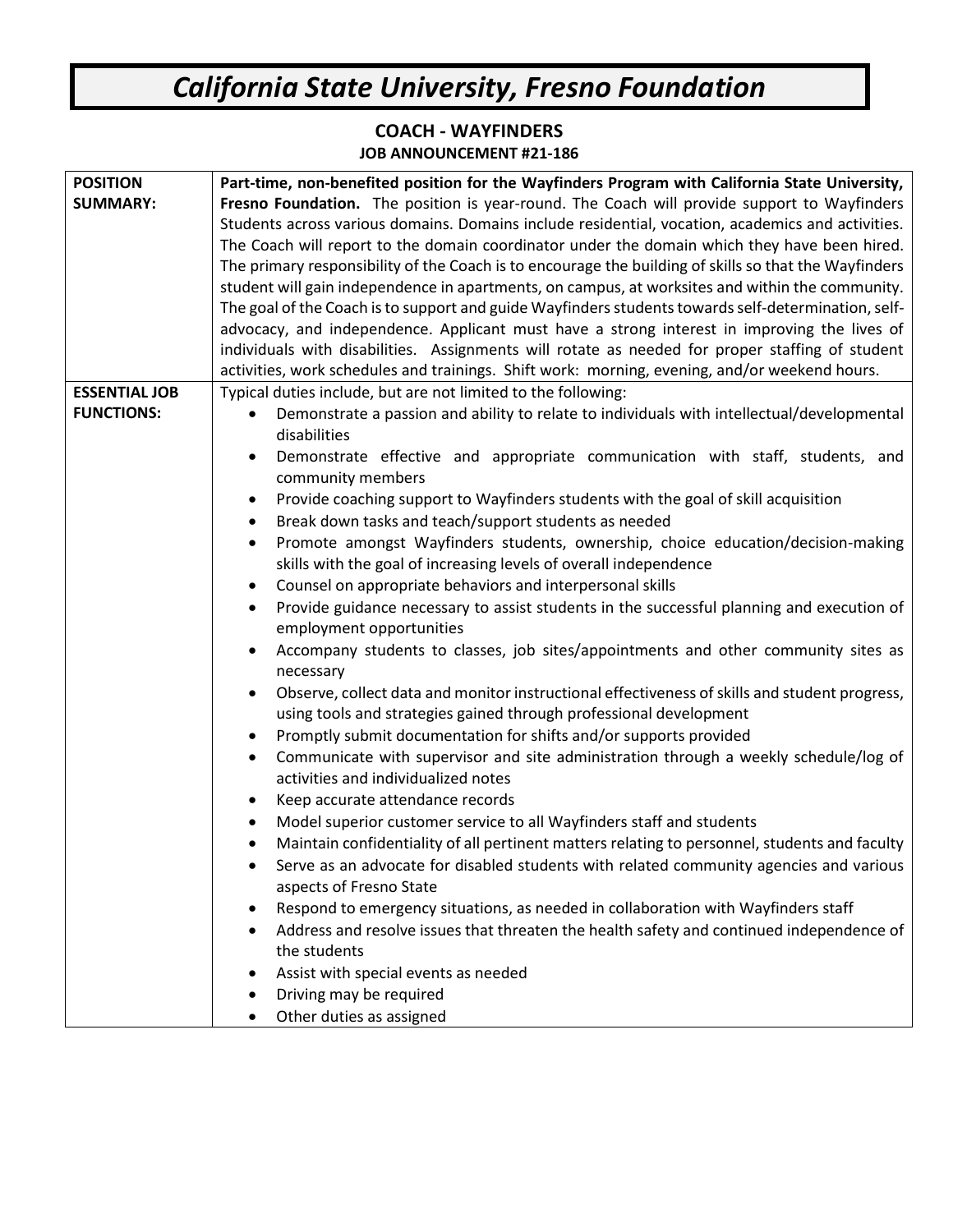# *California State University, Fresno Foundation*

## COACH - WAYFINDERS

### JOB ANNOUNCEMENT #21-186

| | |
|---|---|
| **POSITION SUMMARY:** | **Part-time, non-benefited position for the Wayfinders Program with California State University, Fresno Foundation.** The position is year-round. The Coach will provide support to Wayfinders Students across various domains. Domains include residential, vocation, academics and activities. The Coach will report to the domain coordinator under the domain which they have been hired. The primary responsibility of the Coach is to encourage the building of skills so that the Wayfinders student will gain independence in apartments, on campus, at worksites and within the community. The goal of the Coach is to support and guide Wayfinders students towards self-determination, self-advocacy, and independence. Applicant must have a strong interest in improving the lives of individuals with disabilities. Assignments will rotate as needed for proper staffing of student activities, work schedules and trainings. Shift work: morning, evening, and/or weekend hours. |
| **ESSENTIAL JOB FUNCTIONS:** | Typical duties include, but are not limited to the following:<br>• Demonstrate a passion and ability to relate to individuals with intellectual/developmental disabilities<br>• Demonstrate effective and appropriate communication with staff, students, and community members<br>• Provide coaching support to Wayfinders students with the goal of skill acquisition<br>• Break down tasks and teach/support students as needed<br>• Promote amongst Wayfinders students, ownership, choice education/decision-making skills with the goal of increasing levels of overall independence<br>• Counsel on appropriate behaviors and interpersonal skills<br>• Provide guidance necessary to assist students in the successful planning and execution of employment opportunities<br>• Accompany students to classes, job sites/appointments and other community sites as necessary<br>• Observe, collect data and monitor instructional effectiveness of skills and student progress, using tools and strategies gained through professional development<br>• Promptly submit documentation for shifts and/or supports provided<br>• Communicate with supervisor and site administration through a weekly schedule/log of activities and individualized notes<br>• Keep accurate attendance records<br>• Model superior customer service to all Wayfinders staff and students<br>• Maintain confidentiality of all pertinent matters relating to personnel, students and faculty<br>• Serve as an advocate for disabled students with related community agencies and various aspects of Fresno State<br>• Respond to emergency situations, as needed in collaboration with Wayfinders staff<br>• Address and resolve issues that threaten the health safety and continued independence of the students<br>• Assist with special events as needed<br>• Driving may be required<br>• Other duties as assigned |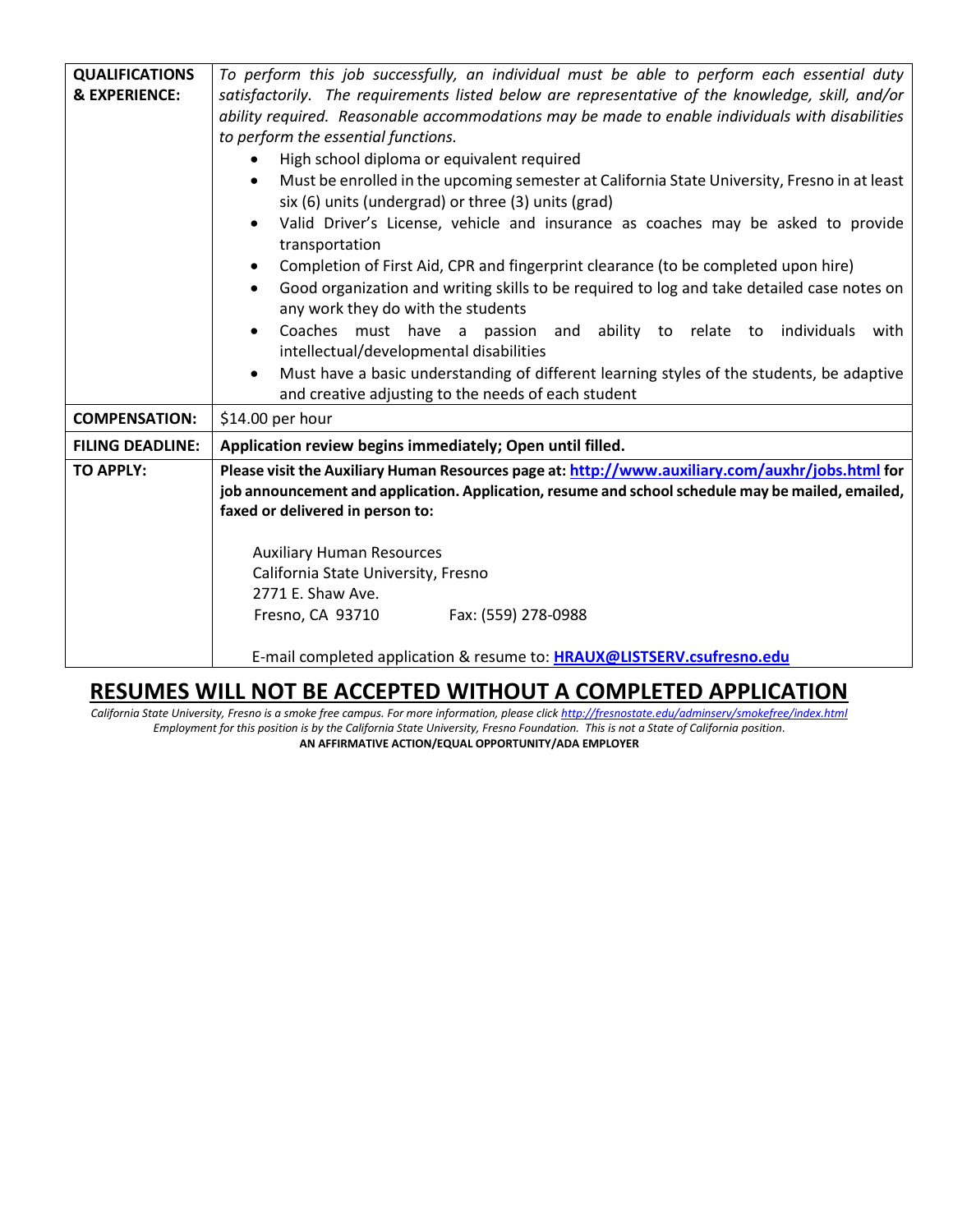| | |
|---|---|
| **QUALIFICATIONS & EXPERIENCE:** | *To perform this job successfully, an individual must be able to perform each essential duty satisfactorily. The requirements listed below are representative of the knowledge, skill, and/or ability required. Reasonable accommodations may be made to enable individuals with disabilities to perform the essential functions.*<br>• High school diploma or equivalent required<br>• Must be enrolled in the upcoming semester at California State University, Fresno in at least six (6) units (undergrad) or three (3) units (grad)<br>• Valid Driver's License, vehicle and insurance as coaches may be asked to provide transportation<br>• Completion of First Aid, CPR and fingerprint clearance (to be completed upon hire)<br>• Good organization and writing skills to be required to log and take detailed case notes on any work they do with the students<br>• Coaches must have a passion and ability to relate to individuals with intellectual/developmental disabilities<br>• Must have a basic understanding of different learning styles of the students, be adaptive and creative adjusting to the needs of each student |
| **COMPENSATION:** | $14.00 per hour |
| **FILING DEADLINE:** | **Application review begins immediately; Open until filled.** |
| **TO APPLY:** | **Please visit the Auxiliary Human Resources page at: http://www.auxiliary.com/auxhr/jobs.html for job announcement and application. Application, resume and school schedule may be mailed, emailed, faxed or delivered in person to:**<br><br>Auxiliary Human Resources<br>California State University, Fresno<br>2771 E. Shaw Ave.<br>Fresno, CA 93710 Fax: (559) 278-0988<br><br>E-mail completed application & resume to: **HRAUX@LISTSERV.csufresno.edu** |

## RESUMES WILL NOT BE ACCEPTED WITHOUT A COMPLETED APPLICATION

*California State University, Fresno is a smoke free campus. For more information, please click http://fresnostate.edu/adminserv/smokefree/index.html*
*Employment for this position is by the California State University, Fresno Foundation. This is not a State of California position.*
**AN AFFIRMATIVE ACTION/EQUAL OPPORTUNITY/ADA EMPLOYER**